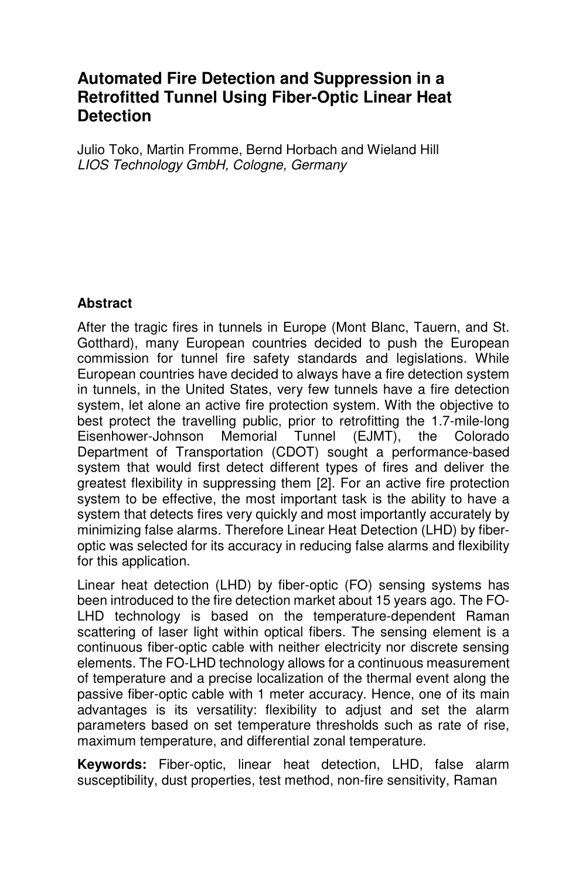# Automated Fire Detection and Suppression in a Retrofitted Tunnel Using Fiber-Optic Linear Heat Detection

Julio Toko, Martin Fromme, Bernd Horbach and Wieland Hill
*LIOS Technology GmbH, Cologne, Germany*

## Abstract

After the tragic fires in tunnels in Europe (Mont Blanc, Tauern, and St. Gotthard), many European countries decided to push the European commission for tunnel fire safety standards and legislations. While European countries have decided to always have a fire detection system in tunnels, in the United States, very few tunnels have a fire detection system, let alone an active fire protection system. With the objective to best protect the travelling public, prior to retrofitting the 1.7-mile-long Eisenhower-Johnson Memorial Tunnel (EJMT), the Colorado Department of Transportation (CDOT) sought a performance-based system that would first detect different types of fires and deliver the greatest flexibility in suppressing them [2]. For an active fire protection system to be effective, the most important task is the ability to have a system that detects fires very quickly and most importantly accurately by minimizing false alarms. Therefore Linear Heat Detection (LHD) by fiber-optic was selected for its accuracy in reducing false alarms and flexibility for this application.

Linear heat detection (LHD) by fiber-optic (FO) sensing systems has been introduced to the fire detection market about 15 years ago. The FO-LHD technology is based on the temperature-dependent Raman scattering of laser light within optical fibers. The sensing element is a continuous fiber-optic cable with neither electricity nor discrete sensing elements. The FO-LHD technology allows for a continuous measurement of temperature and a precise localization of the thermal event along the passive fiber-optic cable with 1 meter accuracy. Hence, one of its main advantages is its versatility: flexibility to adjust and set the alarm parameters based on set temperature thresholds such as rate of rise, maximum temperature, and differential zonal temperature.

**Keywords:** Fiber-optic, linear heat detection, LHD, false alarm susceptibility, dust properties, test method, non-fire sensitivity, Raman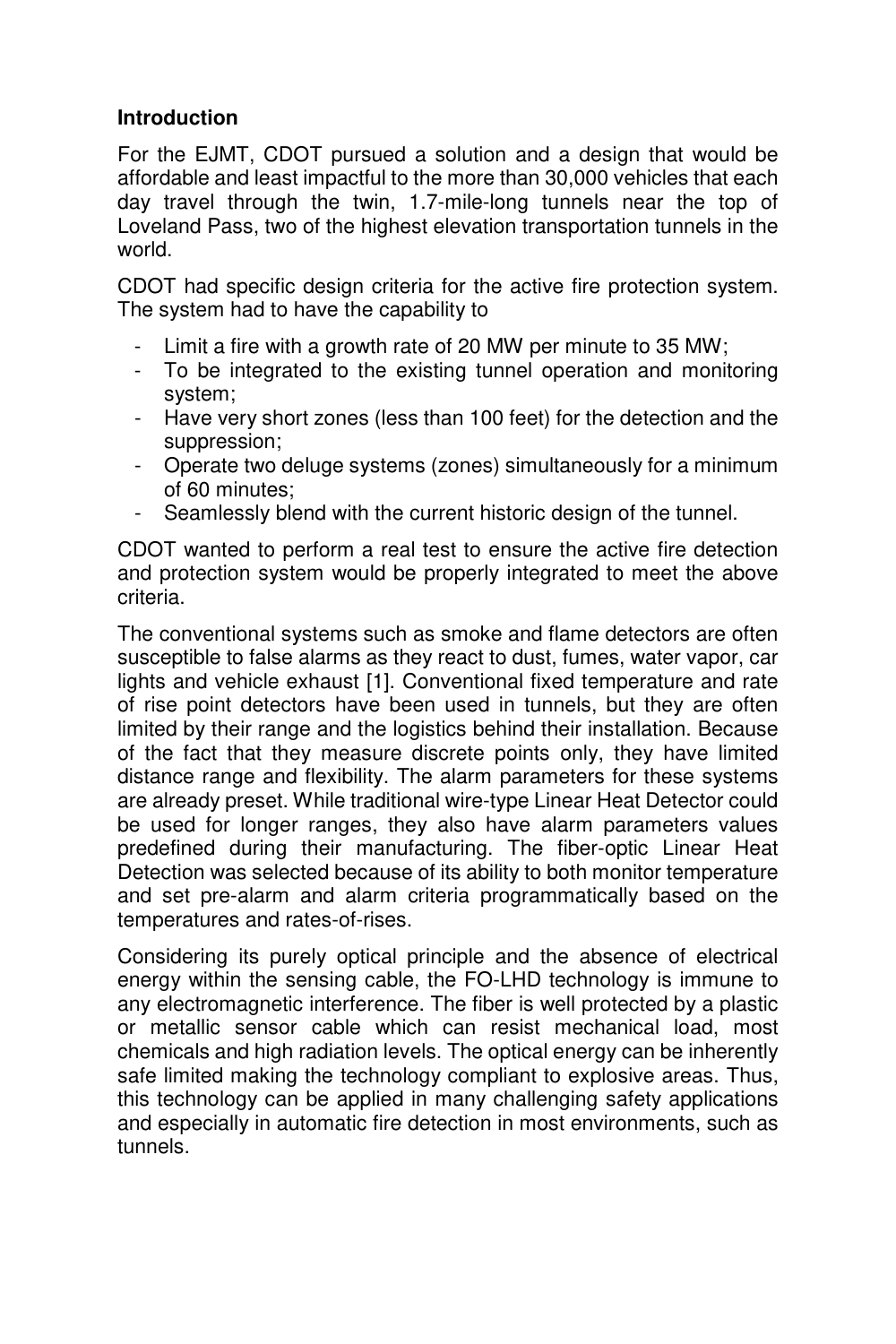**Introduction**

For the EJMT, CDOT pursued a solution and a design that would be affordable and least impactful to the more than 30,000 vehicles that each day travel through the twin, 1.7-mile-long tunnels near the top of Loveland Pass, two of the highest elevation transportation tunnels in the world.

CDOT had specific design criteria for the active fire protection system. The system had to have the capability to

- Limit a fire with a growth rate of 20 MW per minute to 35 MW;
- To be integrated to the existing tunnel operation and monitoring system;
- Have very short zones (less than 100 feet) for the detection and the suppression;
- Operate two deluge systems (zones) simultaneously for a minimum of 60 minutes;
- Seamlessly blend with the current historic design of the tunnel.

CDOT wanted to perform a real test to ensure the active fire detection and protection system would be properly integrated to meet the above criteria.

The conventional systems such as smoke and flame detectors are often susceptible to false alarms as they react to dust, fumes, water vapor, car lights and vehicle exhaust [1]. Conventional fixed temperature and rate of rise point detectors have been used in tunnels, but they are often limited by their range and the logistics behind their installation. Because of the fact that they measure discrete points only, they have limited distance range and flexibility. The alarm parameters for these systems are already preset. While traditional wire-type Linear Heat Detector could be used for longer ranges, they also have alarm parameters values predefined during their manufacturing. The fiber-optic Linear Heat Detection was selected because of its ability to both monitor temperature and set pre-alarm and alarm criteria programmatically based on the temperatures and rates-of-rises.

Considering its purely optical principle and the absence of electrical energy within the sensing cable, the FO-LHD technology is immune to any electromagnetic interference. The fiber is well protected by a plastic or metallic sensor cable which can resist mechanical load, most chemicals and high radiation levels. The optical energy can be inherently safe limited making the technology compliant to explosive areas. Thus, this technology can be applied in many challenging safety applications and especially in automatic fire detection in most environments, such as tunnels.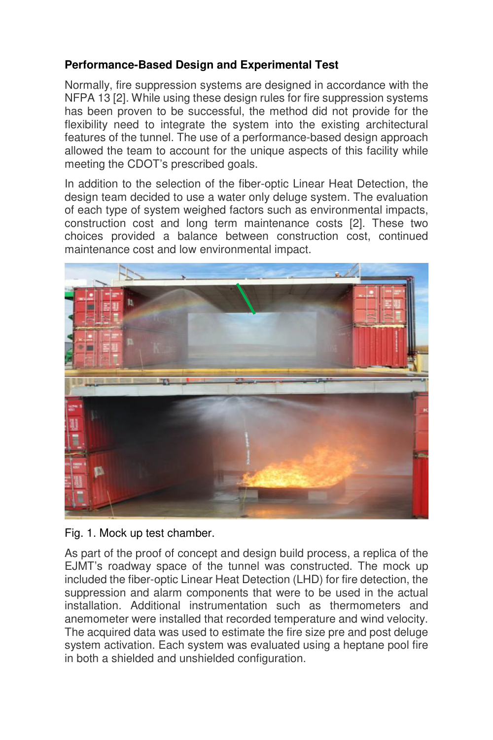### Performance-Based Design and Experimental Test

Normally, fire suppression systems are designed in accordance with the NFPA 13 [2]. While using these design rules for fire suppression systems has been proven to be successful, the method did not provide for the flexibility need to integrate the system into the existing architectural features of the tunnel. The use of a performance-based design approach allowed the team to account for the unique aspects of this facility while meeting the CDOT's prescribed goals.

In addition to the selection of the fiber-optic Linear Heat Detection, the design team decided to use a water only deluge system. The evaluation of each type of system weighed factors such as environmental impacts, construction cost and long term maintenance costs [2]. These two choices provided a balance between construction cost, continued maintenance cost and low environmental impact.

Fig. 1. Mock up test chamber.

As part of the proof of concept and design build process, a replica of the EJMT's roadway space of the tunnel was constructed. The mock up included the fiber-optic Linear Heat Detection (LHD) for fire detection, the suppression and alarm components that were to be used in the actual installation. Additional instrumentation such as thermometers and anemometer were installed that recorded temperature and wind velocity. The acquired data was used to estimate the fire size pre and post deluge system activation. Each system was evaluated using a heptane pool fire in both a shielded and unshielded configuration.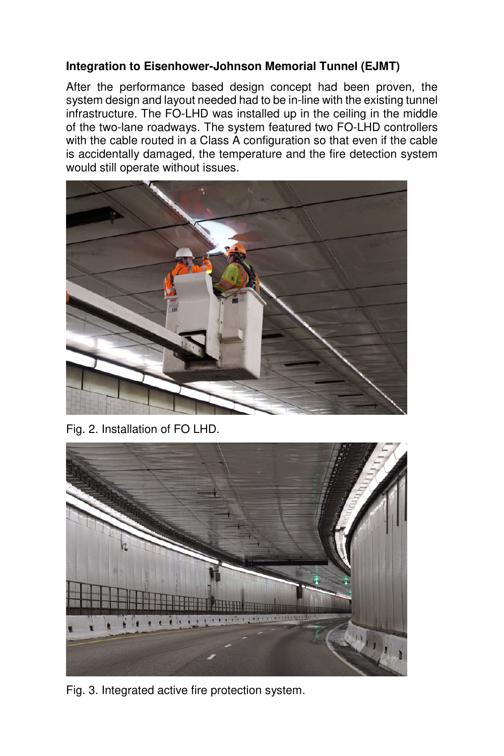**Integration to Eisenhower-Johnson Memorial Tunnel (EJMT)**

After the performance based design concept had been proven, the system design and layout needed had to be in-line with the existing tunnel infrastructure. The FO-LHD was installed up in the ceiling in the middle of the two-lane roadways. The system featured two FO-LHD controllers with the cable routed in a Class A configuration so that even if the cable is accidentally damaged, the temperature and the fire detection system would still operate without issues.

Fig. 2. Installation of FO LHD.

Fig. 3. Integrated active fire protection system.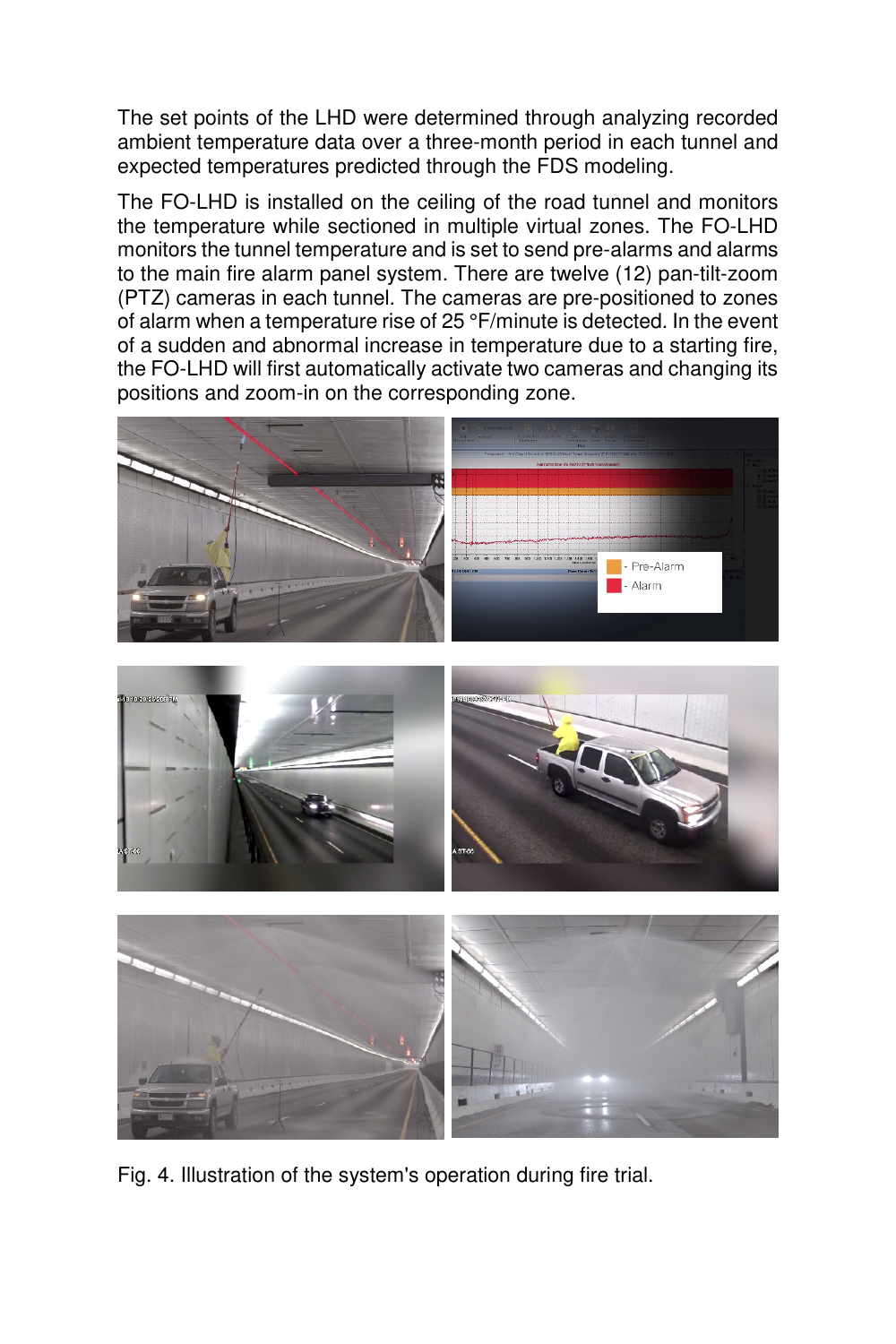The set points of the LHD were determined through analyzing recorded ambient temperature data over a three-month period in each tunnel and expected temperatures predicted through the FDS modeling.

The FO-LHD is installed on the ceiling of the road tunnel and monitors the temperature while sectioned in multiple virtual zones. The FO-LHD monitors the tunnel temperature and is set to send pre-alarms and alarms to the main fire alarm panel system. There are twelve (12) pan-tilt-zoom (PTZ) cameras in each tunnel. The cameras are pre-positioned to zones of alarm when a temperature rise of 25 °F/minute is detected. In the event of a sudden and abnormal increase in temperature due to a starting fire, the FO-LHD will first automatically activate two cameras and changing its positions and zoom-in on the corresponding zone.

Fig. 4. Illustration of the system's operation during fire trial.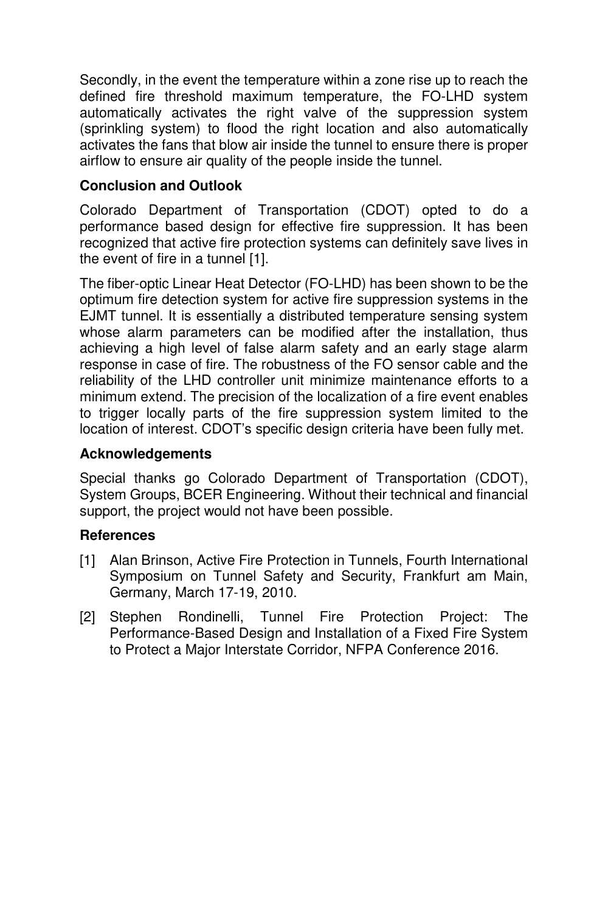Secondly, in the event the temperature within a zone rise up to reach the defined fire threshold maximum temperature, the FO-LHD system automatically activates the right valve of the suppression system (sprinkling system) to flood the right location and also automatically activates the fans that blow air inside the tunnel to ensure there is proper airflow to ensure air quality of the people inside the tunnel.

## Conclusion and Outlook

Colorado Department of Transportation (CDOT) opted to do a performance based design for effective fire suppression. It has been recognized that active fire protection systems can definitely save lives in the event of fire in a tunnel [1].

The fiber-optic Linear Heat Detector (FO-LHD) has been shown to be the optimum fire detection system for active fire suppression systems in the EJMT tunnel. It is essentially a distributed temperature sensing system whose alarm parameters can be modified after the installation, thus achieving a high level of false alarm safety and an early stage alarm response in case of fire. The robustness of the FO sensor cable and the reliability of the LHD controller unit minimize maintenance efforts to a minimum extend. The precision of the localization of a fire event enables to trigger locally parts of the fire suppression system limited to the location of interest. CDOT's specific design criteria have been fully met.

## Acknowledgements

Special thanks go Colorado Department of Transportation (CDOT), System Groups, BCER Engineering. Without their technical and financial support, the project would not have been possible.

## References

[1] Alan Brinson, Active Fire Protection in Tunnels, Fourth International Symposium on Tunnel Safety and Security, Frankfurt am Main, Germany, March 17-19, 2010.

[2] Stephen Rondinelli, Tunnel Fire Protection Project: The Performance-Based Design and Installation of a Fixed Fire System to Protect a Major Interstate Corridor, NFPA Conference 2016.